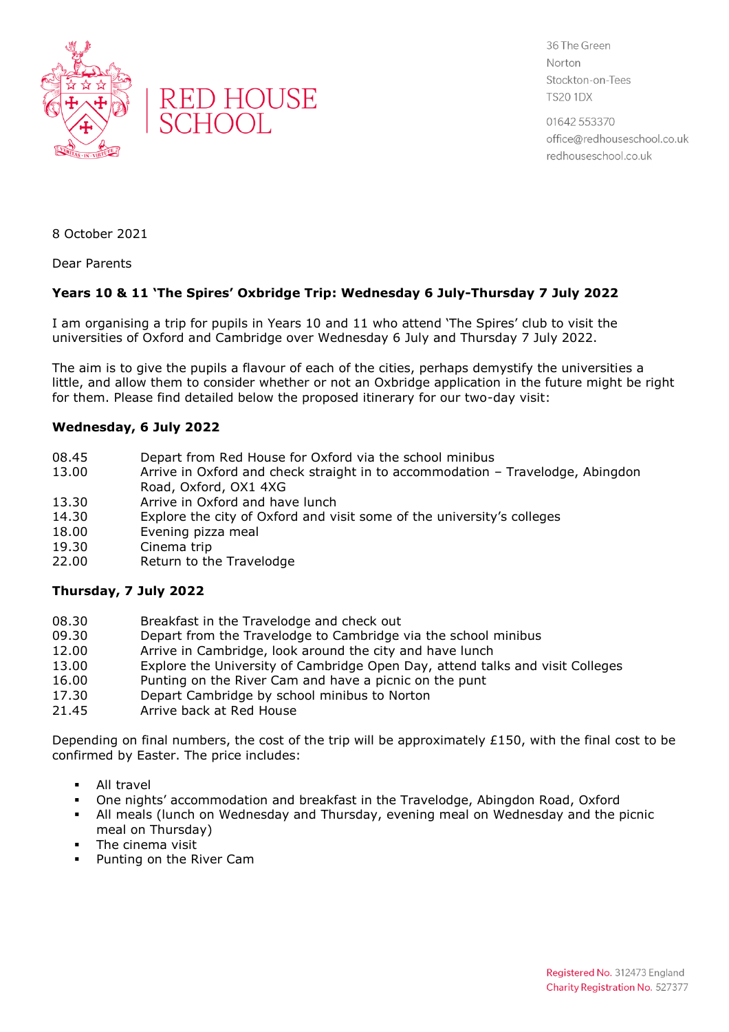# RED HOUSE SCHOOL

36 The Green
Norton
Stockton-on-Tees
TS20 1DX

01642 553370
office@redhouseschool.co.uk
redhouseschool.co.uk

8 October 2021

Dear Parents

**Years 10 & 11 'The Spires' Oxbridge Trip: Wednesday 6 July-Thursday 7 July 2022**

I am organising a trip for pupils in Years 10 and 11 who attend 'The Spires' club to visit the universities of Oxford and Cambridge over Wednesday 6 July and Thursday 7 July 2022.

The aim is to give the pupils a flavour of each of the cities, perhaps demystify the universities a little, and allow them to consider whether or not an Oxbridge application in the future might be right for them. Please find detailed below the proposed itinerary for our two-day visit:

**Wednesday, 6 July 2022**

| | |
|---|---|
| 08.45 | Depart from Red House for Oxford via the school minibus |
| 13.00 | Arrive in Oxford and check straight in to accommodation – Travelodge, Abingdon Road, Oxford, OX1 4XG |
| 13.30 | Arrive in Oxford and have lunch |
| 14.30 | Explore the city of Oxford and visit some of the university's colleges |
| 18.00 | Evening pizza meal |
| 19.30 | Cinema trip |
| 22.00 | Return to the Travelodge |

**Thursday, 7 July 2022**

| | |
|---|---|
| 08.30 | Breakfast in the Travelodge and check out |
| 09.30 | Depart from the Travelodge to Cambridge via the school minibus |
| 12.00 | Arrive in Cambridge, look around the city and have lunch |
| 13.00 | Explore the University of Cambridge Open Day, attend talks and visit Colleges |
| 16.00 | Punting on the River Cam and have a picnic on the punt |
| 17.30 | Depart Cambridge by school minibus to Norton |
| 21.45 | Arrive back at Red House |

Depending on final numbers, the cost of the trip will be approximately £150, with the final cost to be confirmed by Easter. The price includes:

- All travel
- One nights' accommodation and breakfast in the Travelodge, Abingdon Road, Oxford
- All meals (lunch on Wednesday and Thursday, evening meal on Wednesday and the picnic meal on Thursday)
- The cinema visit
- Punting on the River Cam

Registered No. 312473 England
Charity Registration No. 527377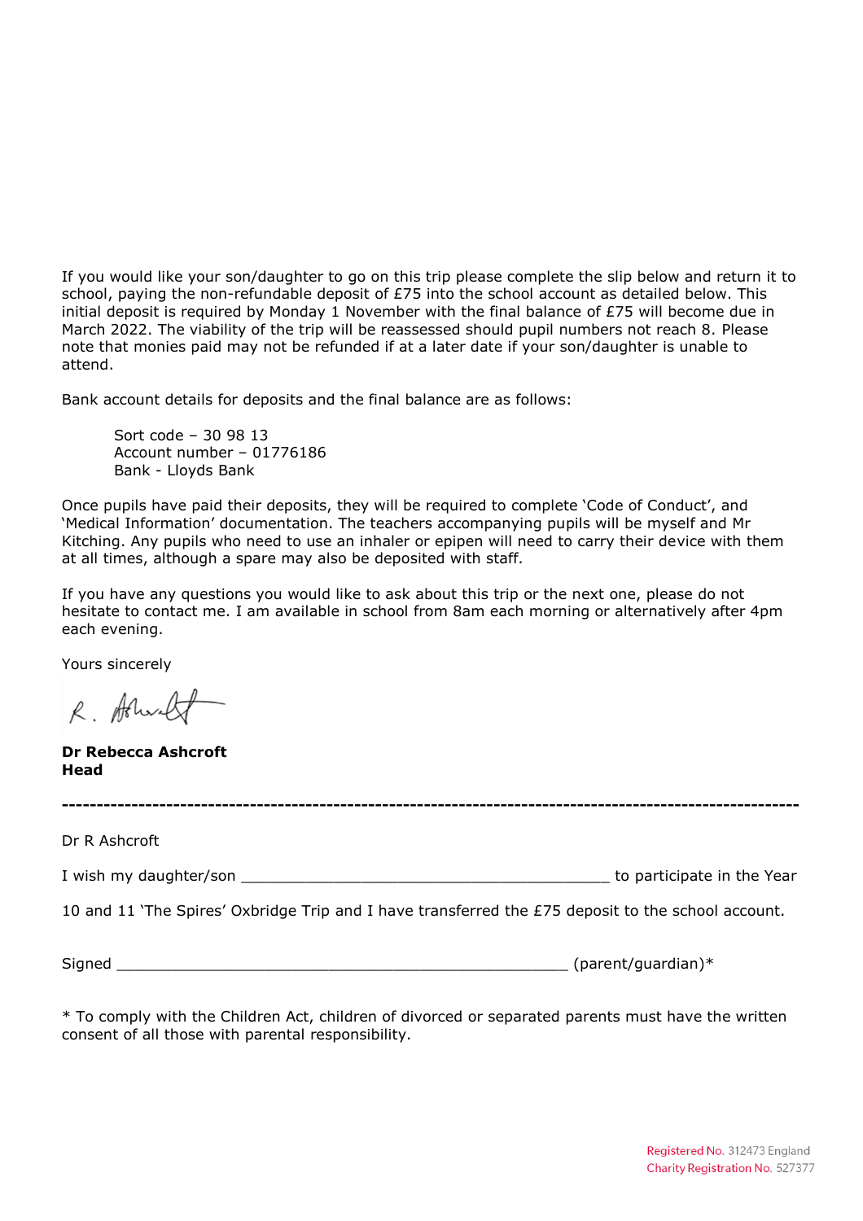If you would like your son/daughter to go on this trip please complete the slip below and return it to school, paying the non-refundable deposit of £75 into the school account as detailed below. This initial deposit is required by Monday 1 November with the final balance of £75 will become due in March 2022. The viability of the trip will be reassessed should pupil numbers not reach 8. Please note that monies paid may not be refunded if at a later date if your son/daughter is unable to attend.

Bank account details for deposits and the final balance are as follows:

> Sort code – 30 98 13
> Account number – 01776186
> Bank - Lloyds Bank

Once pupils have paid their deposits, they will be required to complete 'Code of Conduct', and 'Medical Information' documentation. The teachers accompanying pupils will be myself and Mr Kitching. Any pupils who need to use an inhaler or epipen will need to carry their device with them at all times, although a spare may also be deposited with staff.

If you have any questions you would like to ask about this trip or the next one, please do not hesitate to contact me. I am available in school from 8am each morning or alternatively after 4pm each evening.

Yours sincerely

R. Ashcroft

**Dr Rebecca Ashcroft**
**Head**

---

Dr R Ashcroft

I wish my daughter/son ________________________________________ to participate in the Year 10 and 11 'The Spires' Oxbridge Trip and I have transferred the £75 deposit to the school account.

Signed __________________________________________________ (parent/guardian)*

* To comply with the Children Act, children of divorced or separated parents must have the written consent of all those with parental responsibility.

Registered No. 312473 England
Charity Registration No. 527377